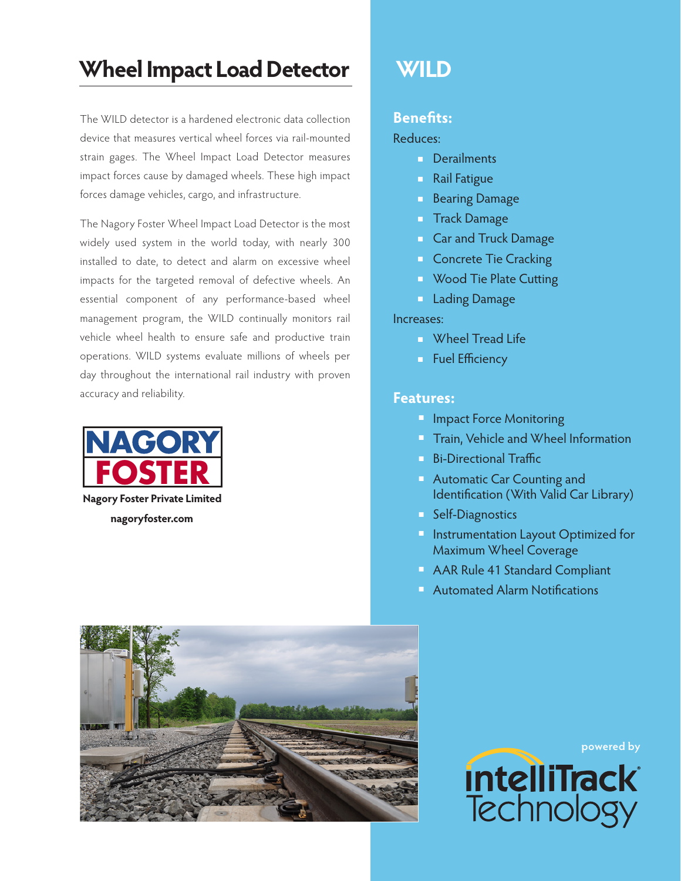# Wheel Impact Load Detector

The WILD detector is a hardened electronic data collection device that measures vertical wheel forces via rail-mounted strain gages. The Wheel Impact Load Detector measures impact forces cause by damaged wheels. These high impact forces damage vehicles, cargo, and infrastructure.

The Nagory Foster Wheel Impact Load Detector is the most widely used system in the world today, with nearly 300 installed to date, to detect and alarm on excessive wheel impacts for the targeted removal of defective wheels. An essential component of any performance-based wheel management program, the WILD continually monitors rail vehicle wheel health to ensure safe and productive train operations. WILD systems evaluate millions of wheels per day throughout the international rail industry with proven accuracy and reliability.

NAGORY FOSTER

**Nagory Foster Private Limited**

**nagoryfoster.com**

# WILD

## Benefits:

Reduces:

- Derailments
- Rail Fatigue
- Bearing Damage
- Track Damage
- Car and Truck Damage
- Concrete Tie Cracking
- Wood Tie Plate Cutting
- Lading Damage

Increases:

- Wheel Tread Life
- Fuel Efficiency

## Features:

- Impact Force Monitoring
- Train, Vehicle and Wheel Information
- Bi-Directional Traffic
- Automatic Car Counting and Identification (With Valid Car Library)
- Self-Diagnostics
- Instrumentation Layout Optimized for Maximum Wheel Coverage
- AAR Rule 41 Standard Compliant
- Automated Alarm Notifications

powered by

intelliTrack Technology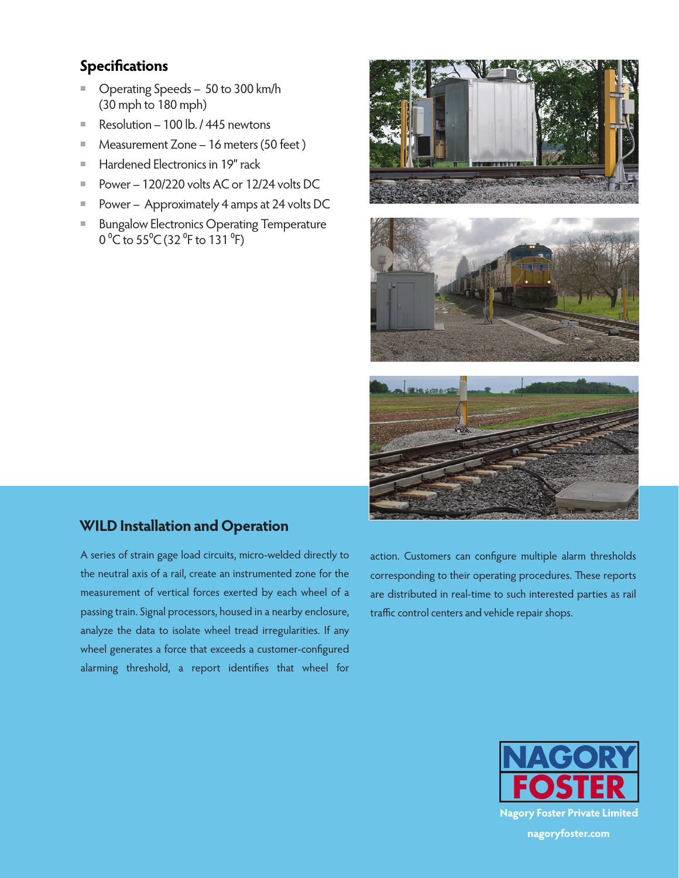## Specifications

- Operating Speeds – 50 to 300 km/h (30 mph to 180 mph)
- Resolution – 100 lb. / 445 newtons
- Measurement Zone – 16 meters (50 feet )
- Hardened Electronics in 19" rack
- Power – 120/220 volts AC or 12/24 volts DC
- Power – Approximately 4 amps at 24 volts DC
- Bungalow Electronics Operating Temperature 0 °C to 55°C (32 °F to 131 °F)

## WILD Installation and Operation

A series of strain gage load circuits, micro-welded directly to the neutral axis of a rail, create an instrumented zone for the measurement of vertical forces exerted by each wheel of a passing train. Signal processors, housed in a nearby enclosure, analyze the data to isolate wheel tread irregularities. If any wheel generates a force that exceeds a customer-configured alarming threshold, a report identifies that wheel for action. Customers can configure multiple alarm thresholds corresponding to their operating procedures. These reports are distributed in real-time to such interested parties as rail traffic control centers and vehicle repair shops.

NAGORY FOSTER

Nagory Foster Private Limited

nagoryfoster.com